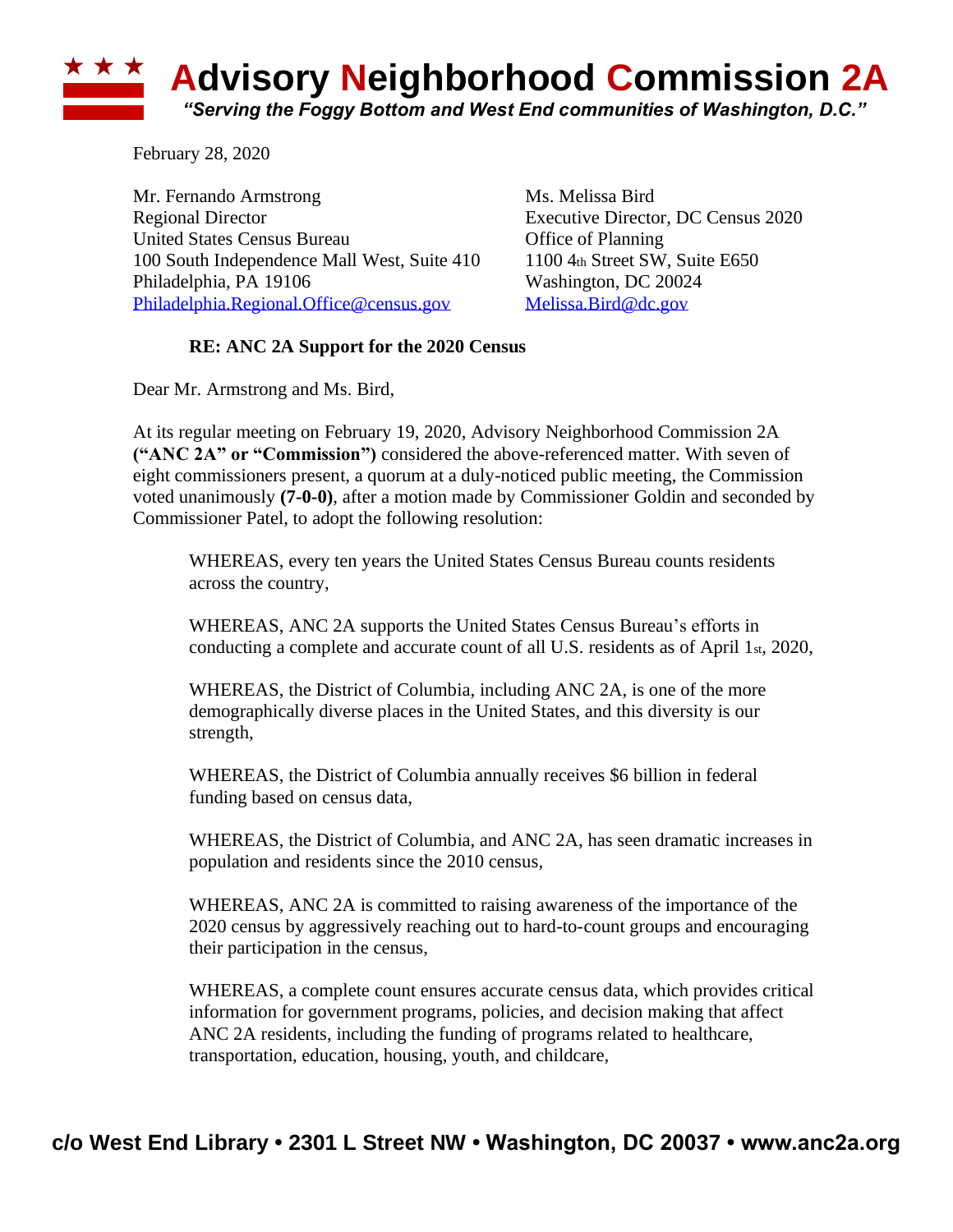# Advisory Neighborhood Commission 2A

*"Serving the Foggy Bottom and West End communities of Washington, D.C."*

February 28, 2020

Mr. Fernando Armstrong
Regional Director
United States Census Bureau
100 South Independence Mall West, Suite 410
Philadelphia, PA 19106
Philadelphia.Regional.Office@census.gov

Ms. Melissa Bird
Executive Director, DC Census 2020
Office of Planning
1100 4th Street SW, Suite E650
Washington, DC 20024
Melissa.Bird@dc.gov

**RE: ANC 2A Support for the 2020 Census**

Dear Mr. Armstrong and Ms. Bird,

At its regular meeting on February 19, 2020, Advisory Neighborhood Commission 2A **("ANC 2A" or "Commission")** considered the above-referenced matter. With seven of eight commissioners present, a quorum at a duly-noticed public meeting, the Commission voted unanimously **(7-0-0)**, after a motion made by Commissioner Goldin and seconded by Commissioner Patel, to adopt the following resolution:

WHEREAS, every ten years the United States Census Bureau counts residents across the country,

WHEREAS, ANC 2A supports the United States Census Bureau's efforts in conducting a complete and accurate count of all U.S. residents as of April 1st, 2020,

WHEREAS, the District of Columbia, including ANC 2A, is one of the more demographically diverse places in the United States, and this diversity is our strength,

WHEREAS, the District of Columbia annually receives $6 billion in federal funding based on census data,

WHEREAS, the District of Columbia, and ANC 2A, has seen dramatic increases in population and residents since the 2010 census,

WHEREAS, ANC 2A is committed to raising awareness of the importance of the 2020 census by aggressively reaching out to hard-to-count groups and encouraging their participation in the census,

WHEREAS, a complete count ensures accurate census data, which provides critical information for government programs, policies, and decision making that affect ANC 2A residents, including the funding of programs related to healthcare, transportation, education, housing, youth, and childcare,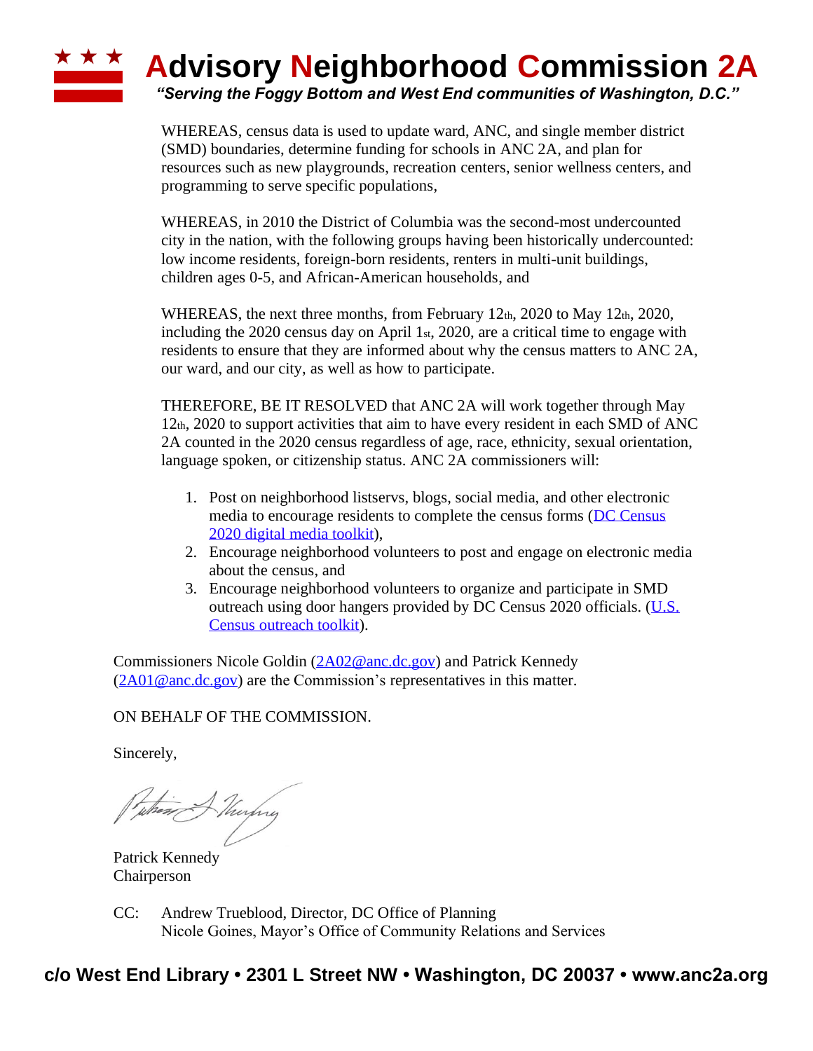WHEREAS, census data is used to update ward, ANC, and single member district (SMD) boundaries, determine funding for schools in ANC 2A, and plan for resources such as new playgrounds, recreation centers, senior wellness centers, and programming to serve specific populations,

WHEREAS, in 2010 the District of Columbia was the second-most undercounted city in the nation, with the following groups having been historically undercounted: low income residents, foreign-born residents, renters in multi-unit buildings, children ages 0-5, and African-American households, and

WHEREAS, the next three months, from February 12th, 2020 to May 12th, 2020, including the 2020 census day on April 1st, 2020, are a critical time to engage with residents to ensure that they are informed about why the census matters to ANC 2A, our ward, and our city, as well as how to participate.

THEREFORE, BE IT RESOLVED that ANC 2A will work together through May 12th, 2020 to support activities that aim to have every resident in each SMD of ANC 2A counted in the 2020 census regardless of age, race, ethnicity, sexual orientation, language spoken, or citizenship status. ANC 2A commissioners will:

1. Post on neighborhood listservs, blogs, social media, and other electronic media to encourage residents to complete the census forms (DC Census 2020 digital media toolkit),
2. Encourage neighborhood volunteers to post and engage on electronic media about the census, and
3. Encourage neighborhood volunteers to organize and participate in SMD outreach using door hangers provided by DC Census 2020 officials. (U.S. Census outreach toolkit).

Commissioners Nicole Goldin (2A02@anc.dc.gov) and Patrick Kennedy (2A01@anc.dc.gov) are the Commission's representatives in this matter.

ON BEHALF OF THE COMMISSION.

Sincerely,

Patrick Kennedy
Chairperson

CC: Andrew Trueblood, Director, DC Office of Planning
Nicole Goines, Mayor's Office of Community Relations and Services